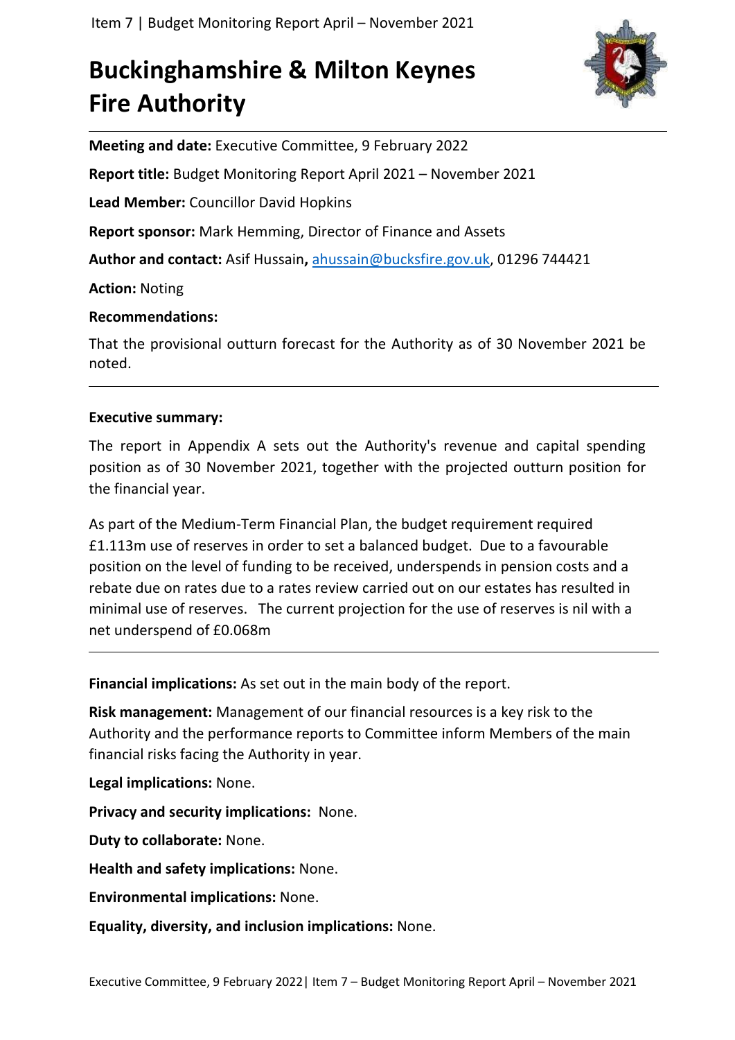# Buckinghamshire & Milton Keynes Fire Authority

**Meeting and date:** Executive Committee, 9 February 2022

**Report title:** Budget Monitoring Report April 2021 – November 2021

**Lead Member:** Councillor David Hopkins

**Report sponsor:** Mark Hemming, Director of Finance and Assets

**Author and contact:** Asif Hussain**,** ahussain@bucksfire.gov.uk, 01296 744421

**Action:** Noting

**Recommendations:**

That the provisional outturn forecast for the Authority as of 30 November 2021 be noted.

---

**Executive summary:**

The report in Appendix A sets out the Authority's revenue and capital spending position as of 30 November 2021, together with the projected outturn position for the financial year.

As part of the Medium-Term Financial Plan, the budget requirement required £1.113m use of reserves in order to set a balanced budget. Due to a favourable position on the level of funding to be received, underspends in pension costs and a rebate due on rates due to a rates review carried out on our estates has resulted in minimal use of reserves. The current projection for the use of reserves is nil with a net underspend of £0.068m

---

**Financial implications:** As set out in the main body of the report.

**Risk management:** Management of our financial resources is a key risk to the Authority and the performance reports to Committee inform Members of the main financial risks facing the Authority in year.

**Legal implications:** None.

**Privacy and security implications:** None.

**Duty to collaborate:** None.

**Health and safety implications:** None.

**Environmental implications:** None.

**Equality, diversity, and inclusion implications:** None.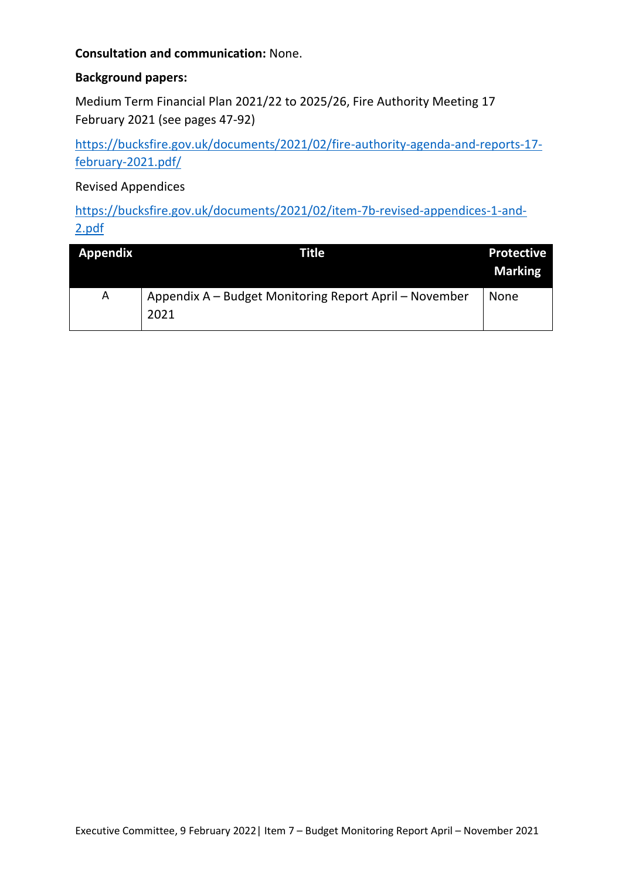**Consultation and communication:** None.

**Background papers:**

Medium Term Financial Plan 2021/22 to 2025/26, Fire Authority Meeting 17 February 2021 (see pages 47-92)

https://bucksfire.gov.uk/documents/2021/02/fire-authority-agenda-and-reports-17-february-2021.pdf/

Revised Appendices

https://bucksfire.gov.uk/documents/2021/02/item-7b-revised-appendices-1-and-2.pdf

| Appendix | Title | Protective Marking |
|---|---|---|
| A | Appendix A – Budget Monitoring Report April – November 2021 | None |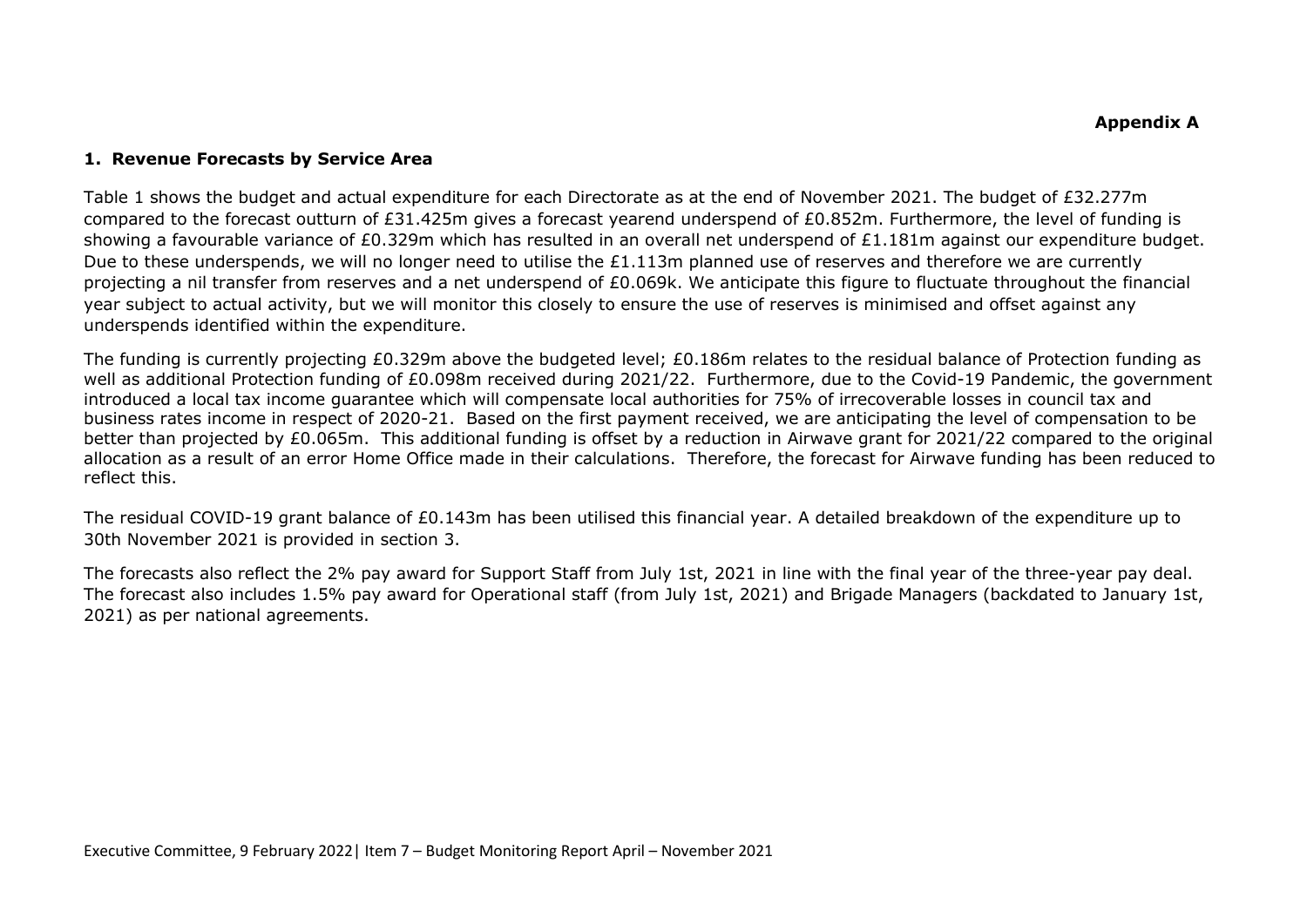**Appendix A**

## 1. Revenue Forecasts by Service Area

Table 1 shows the budget and actual expenditure for each Directorate as at the end of November 2021. The budget of £32.277m compared to the forecast outturn of £31.425m gives a forecast yearend underspend of £0.852m. Furthermore, the level of funding is showing a favourable variance of £0.329m which has resulted in an overall net underspend of £1.181m against our expenditure budget. Due to these underspends, we will no longer need to utilise the £1.113m planned use of reserves and therefore we are currently projecting a nil transfer from reserves and a net underspend of £0.069k. We anticipate this figure to fluctuate throughout the financial year subject to actual activity, but we will monitor this closely to ensure the use of reserves is minimised and offset against any underspends identified within the expenditure.

The funding is currently projecting £0.329m above the budgeted level; £0.186m relates to the residual balance of Protection funding as well as additional Protection funding of £0.098m received during 2021/22. Furthermore, due to the Covid-19 Pandemic, the government introduced a local tax income guarantee which will compensate local authorities for 75% of irrecoverable losses in council tax and business rates income in respect of 2020-21. Based on the first payment received, we are anticipating the level of compensation to be better than projected by £0.065m. This additional funding is offset by a reduction in Airwave grant for 2021/22 compared to the original allocation as a result of an error Home Office made in their calculations. Therefore, the forecast for Airwave funding has been reduced to reflect this.

The residual COVID-19 grant balance of £0.143m has been utilised this financial year. A detailed breakdown of the expenditure up to 30th November 2021 is provided in section 3.

The forecasts also reflect the 2% pay award for Support Staff from July 1st, 2021 in line with the final year of the three-year pay deal. The forecast also includes 1.5% pay award for Operational staff (from July 1st, 2021) and Brigade Managers (backdated to January 1st, 2021) as per national agreements.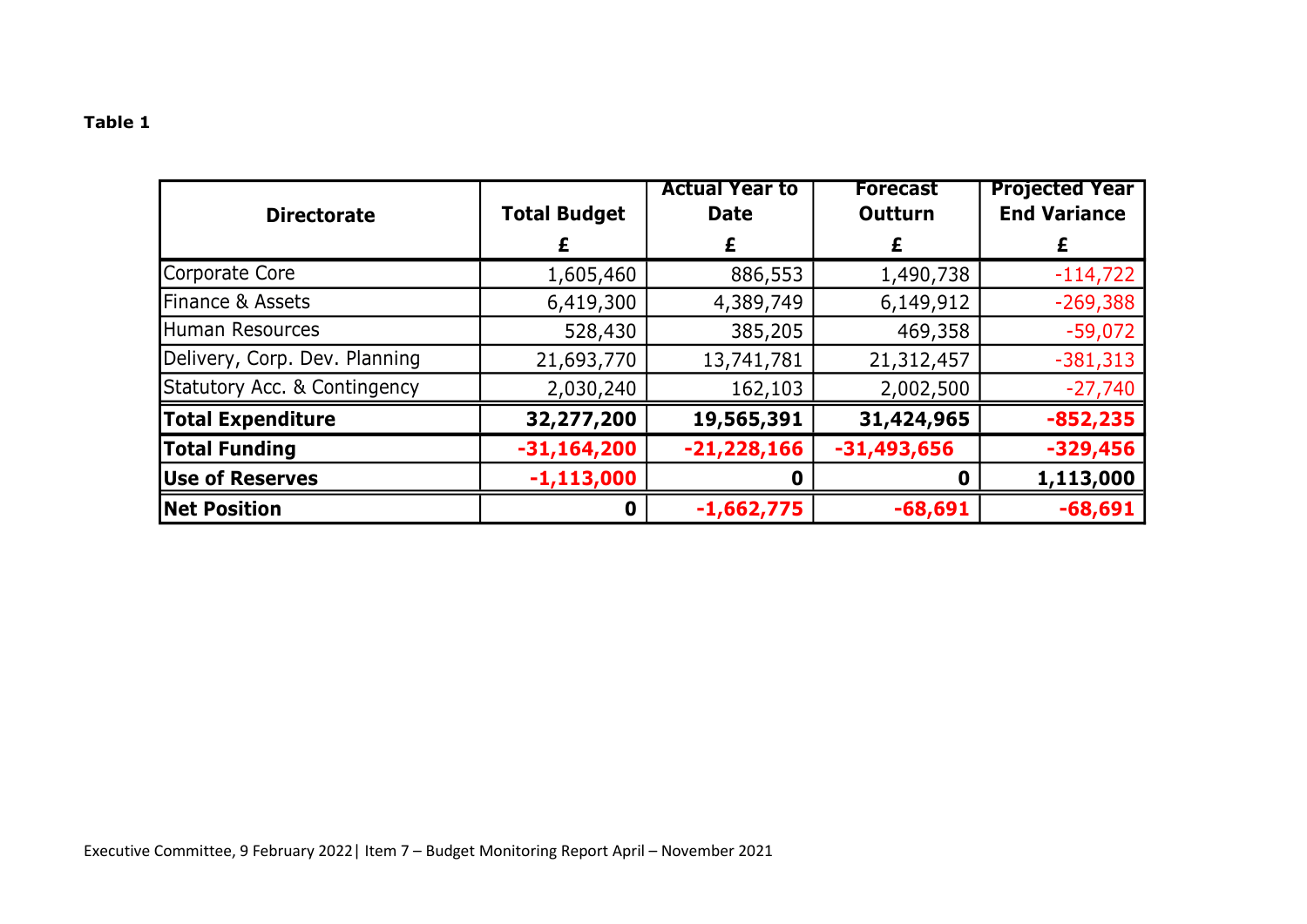**Table 1**

| Directorate | Total Budget £ | Actual Year to Date £ | Forecast Outturn £ | Projected Year End Variance £ |
|---|---|---|---|---|
| Corporate Core | 1,605,460 | 886,553 | 1,490,738 | -114,722 |
| Finance & Assets | 6,419,300 | 4,389,749 | 6,149,912 | -269,388 |
| Human Resources | 528,430 | 385,205 | 469,358 | -59,072 |
| Delivery, Corp. Dev. Planning | 21,693,770 | 13,741,781 | 21,312,457 | -381,313 |
| Statutory Acc. & Contingency | 2,030,240 | 162,103 | 2,002,500 | -27,740 |
| **Total Expenditure** | **32,277,200** | **19,565,391** | **31,424,965** | **-852,235** |
| **Total Funding** | **-31,164,200** | **-21,228,166** | **-31,493,656** | **-329,456** |
| **Use of Reserves** | **-1,113,000** | **0** | **0** | **1,113,000** |
| **Net Position** | **0** | **-1,662,775** | **-68,691** | **-68,691** |

Executive Committee, 9 February 2022| Item 7 – Budget Monitoring Report April – November 2021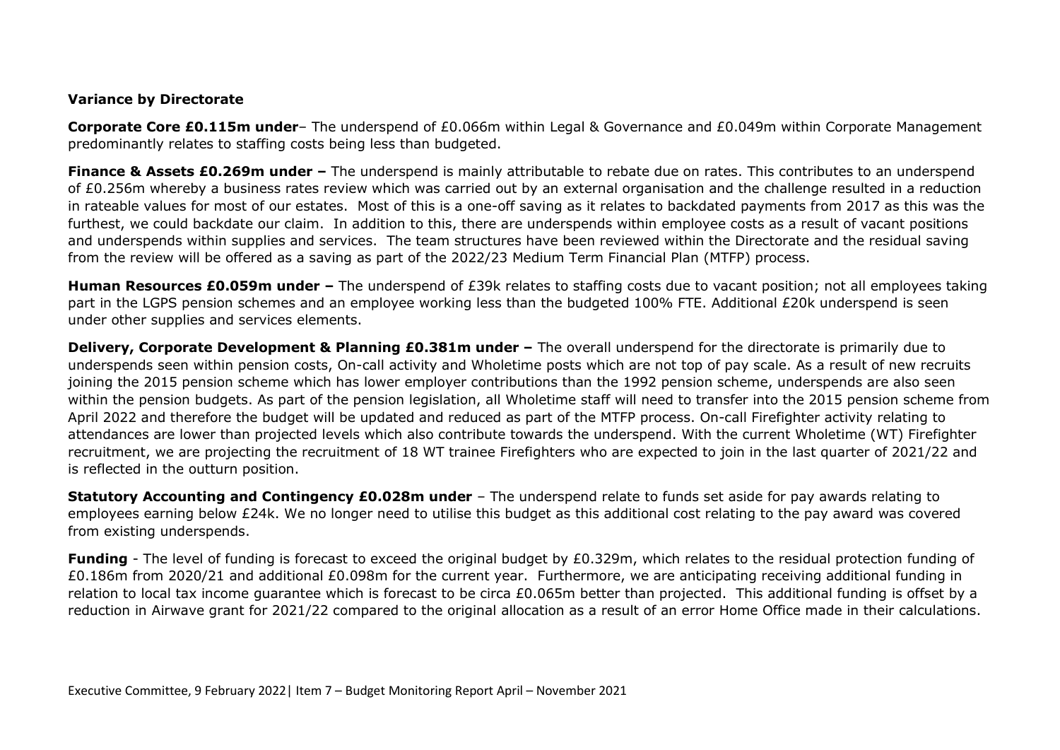**Variance by Directorate**

**Corporate Core £0.115m under**– The underspend of £0.066m within Legal & Governance and £0.049m within Corporate Management predominantly relates to staffing costs being less than budgeted.

**Finance & Assets £0.269m under –** The underspend is mainly attributable to rebate due on rates. This contributes to an underspend of £0.256m whereby a business rates review which was carried out by an external organisation and the challenge resulted in a reduction in rateable values for most of our estates. Most of this is a one-off saving as it relates to backdated payments from 2017 as this was the furthest, we could backdate our claim. In addition to this, there are underspends within employee costs as a result of vacant positions and underspends within supplies and services. The team structures have been reviewed within the Directorate and the residual saving from the review will be offered as a saving as part of the 2022/23 Medium Term Financial Plan (MTFP) process.

**Human Resources £0.059m under –** The underspend of £39k relates to staffing costs due to vacant position; not all employees taking part in the LGPS pension schemes and an employee working less than the budgeted 100% FTE. Additional £20k underspend is seen under other supplies and services elements.

**Delivery, Corporate Development & Planning £0.381m under –** The overall underspend for the directorate is primarily due to underspends seen within pension costs, On-call activity and Wholetime posts which are not top of pay scale. As a result of new recruits joining the 2015 pension scheme which has lower employer contributions than the 1992 pension scheme, underspends are also seen within the pension budgets. As part of the pension legislation, all Wholetime staff will need to transfer into the 2015 pension scheme from April 2022 and therefore the budget will be updated and reduced as part of the MTFP process. On-call Firefighter activity relating to attendances are lower than projected levels which also contribute towards the underspend. With the current Wholetime (WT) Firefighter recruitment, we are projecting the recruitment of 18 WT trainee Firefighters who are expected to join in the last quarter of 2021/22 and is reflected in the outturn position.

**Statutory Accounting and Contingency £0.028m under** – The underspend relate to funds set aside for pay awards relating to employees earning below £24k. We no longer need to utilise this budget as this additional cost relating to the pay award was covered from existing underspends.

**Funding** - The level of funding is forecast to exceed the original budget by £0.329m, which relates to the residual protection funding of £0.186m from 2020/21 and additional £0.098m for the current year. Furthermore, we are anticipating receiving additional funding in relation to local tax income guarantee which is forecast to be circa £0.065m better than projected. This additional funding is offset by a reduction in Airwave grant for 2021/22 compared to the original allocation as a result of an error Home Office made in their calculations.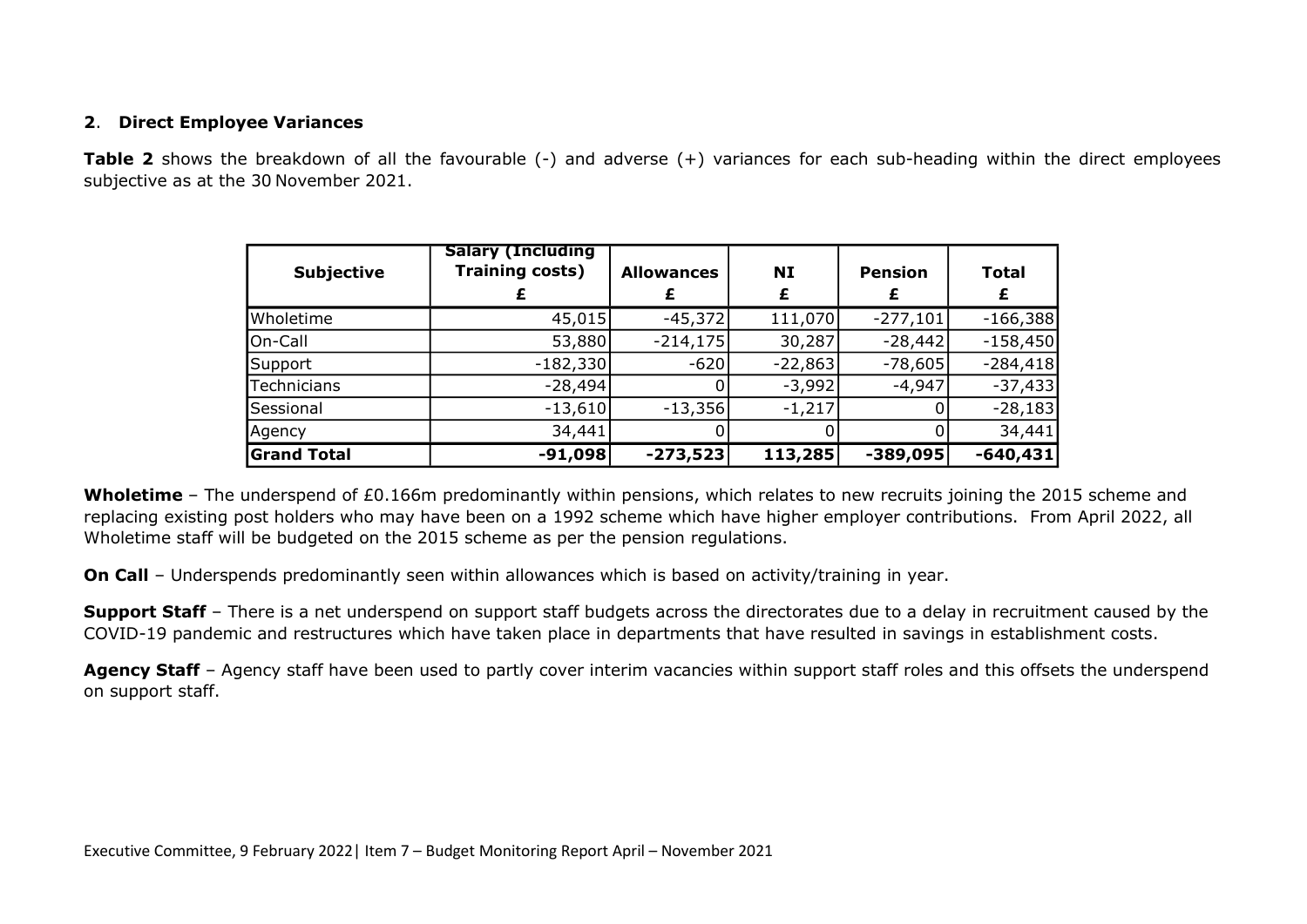## 2. Direct Employee Variances

**Table 2** shows the breakdown of all the favourable (-) and adverse (+) variances for each sub-heading within the direct employees subjective as at the 30 November 2021.

| Subjective | Salary (Including Training costs) £ | Allowances £ | NI £ | Pension £ | Total £ |
|---|---|---|---|---|---|
| Wholetime | 45,015 | -45,372 | 111,070 | -277,101 | -166,388 |
| On-Call | 53,880 | -214,175 | 30,287 | -28,442 | -158,450 |
| Support | -182,330 | -620 | -22,863 | -78,605 | -284,418 |
| Technicians | -28,494 | 0 | -3,992 | -4,947 | -37,433 |
| Sessional | -13,610 | -13,356 | -1,217 | 0 | -28,183 |
| Agency | 34,441 | 0 | 0 | 0 | 34,441 |
| **Grand Total** | **-91,098** | **-273,523** | **113,285** | **-389,095** | **-640,431** |

**Wholetime** – The underspend of £0.166m predominantly within pensions, which relates to new recruits joining the 2015 scheme and replacing existing post holders who may have been on a 1992 scheme which have higher employer contributions. From April 2022, all Wholetime staff will be budgeted on the 2015 scheme as per the pension regulations.

**On Call** – Underspends predominantly seen within allowances which is based on activity/training in year.

**Support Staff** – There is a net underspend on support staff budgets across the directorates due to a delay in recruitment caused by the COVID-19 pandemic and restructures which have taken place in departments that have resulted in savings in establishment costs.

**Agency Staff** – Agency staff have been used to partly cover interim vacancies within support staff roles and this offsets the underspend on support staff.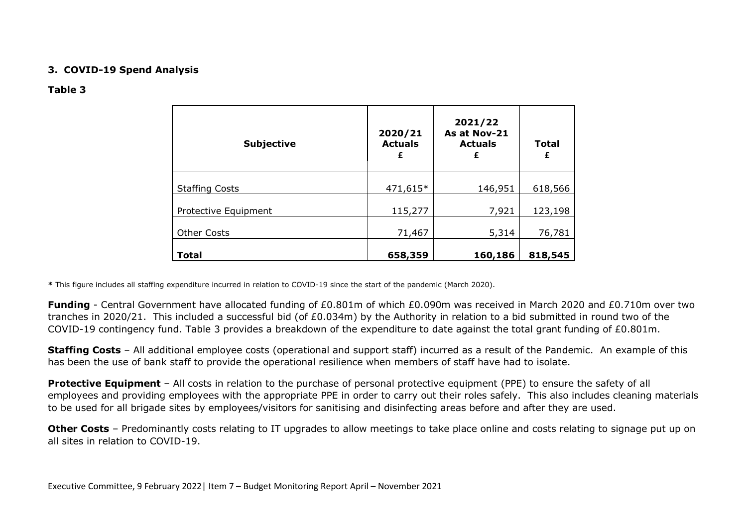### 3. COVID-19 Spend Analysis

**Table 3**

| Subjective | 2020/21 Actuals £ | 2021/22 As at Nov-21 Actuals £ | Total £ |
|---|---|---|---|
| Staffing Costs | 471,615* | 146,951 | 618,566 |
| Protective Equipment | 115,277 | 7,921 | 123,198 |
| Other Costs | 71,467 | 5,314 | 76,781 |
| **Total** | **658,359** | **160,186** | **818,545** |

**\*** This figure includes all staffing expenditure incurred in relation to COVID-19 since the start of the pandemic (March 2020).

**Funding** - Central Government have allocated funding of £0.801m of which £0.090m was received in March 2020 and £0.710m over two tranches in 2020/21. This included a successful bid (of £0.034m) by the Authority in relation to a bid submitted in round two of the COVID-19 contingency fund. Table 3 provides a breakdown of the expenditure to date against the total grant funding of £0.801m.

**Staffing Costs** – All additional employee costs (operational and support staff) incurred as a result of the Pandemic. An example of this has been the use of bank staff to provide the operational resilience when members of staff have had to isolate.

**Protective Equipment** – All costs in relation to the purchase of personal protective equipment (PPE) to ensure the safety of all employees and providing employees with the appropriate PPE in order to carry out their roles safely. This also includes cleaning materials to be used for all brigade sites by employees/visitors for sanitising and disinfecting areas before and after they are used.

**Other Costs** – Predominantly costs relating to IT upgrades to allow meetings to take place online and costs relating to signage put up on all sites in relation to COVID-19.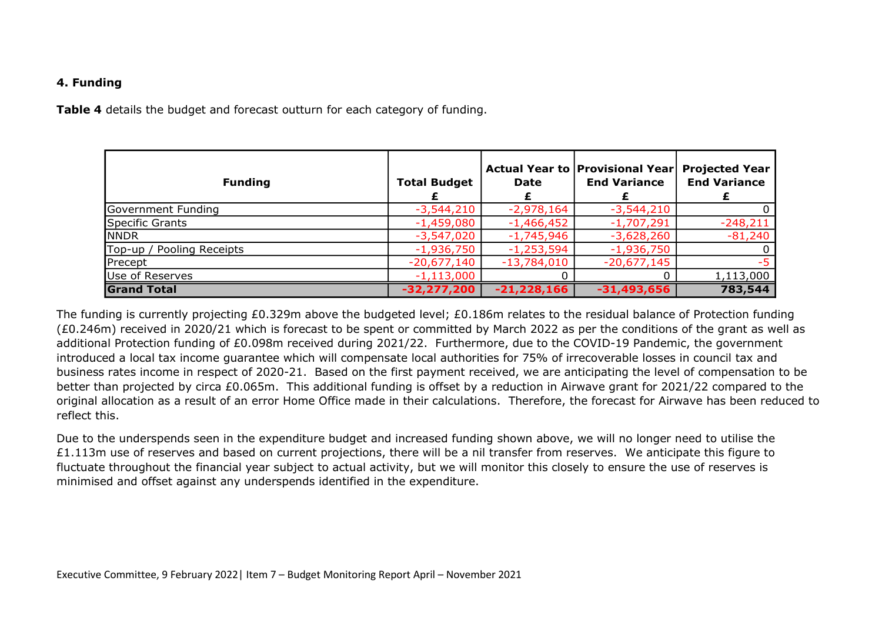**4. Funding**

**Table 4** details the budget and forecast outturn for each category of funding.

| Funding | Total Budget £ | Actual Year to Date £ | Provisional Year End Variance £ | Projected Year End Variance £ |
|---|---|---|---|---|
| Government Funding | -3,544,210 | -2,978,164 | -3,544,210 | 0 |
| Specific Grants | -1,459,080 | -1,466,452 | -1,707,291 | -248,211 |
| NNDR | -3,547,020 | -1,745,946 | -3,628,260 | -81,240 |
| Top-up / Pooling Receipts | -1,936,750 | -1,253,594 | -1,936,750 | 0 |
| Precept | -20,677,140 | -13,784,010 | -20,677,145 | -5 |
| Use of Reserves | -1,113,000 | 0 | 0 | 1,113,000 |
| **Grand Total** | **-32,277,200** | **-21,228,166** | **-31,493,656** | **783,544** |

The funding is currently projecting £0.329m above the budgeted level; £0.186m relates to the residual balance of Protection funding (£0.246m) received in 2020/21 which is forecast to be spent or committed by March 2022 as per the conditions of the grant as well as additional Protection funding of £0.098m received during 2021/22. Furthermore, due to the COVID-19 Pandemic, the government introduced a local tax income guarantee which will compensate local authorities for 75% of irrecoverable losses in council tax and business rates income in respect of 2020-21. Based on the first payment received, we are anticipating the level of compensation to be better than projected by circa £0.065m. This additional funding is offset by a reduction in Airwave grant for 2021/22 compared to the original allocation as a result of an error Home Office made in their calculations. Therefore, the forecast for Airwave has been reduced to reflect this.

Due to the underspends seen in the expenditure budget and increased funding shown above, we will no longer need to utilise the £1.113m use of reserves and based on current projections, there will be a nil transfer from reserves. We anticipate this figure to fluctuate throughout the financial year subject to actual activity, but we will monitor this closely to ensure the use of reserves is minimised and offset against any underspends identified in the expenditure.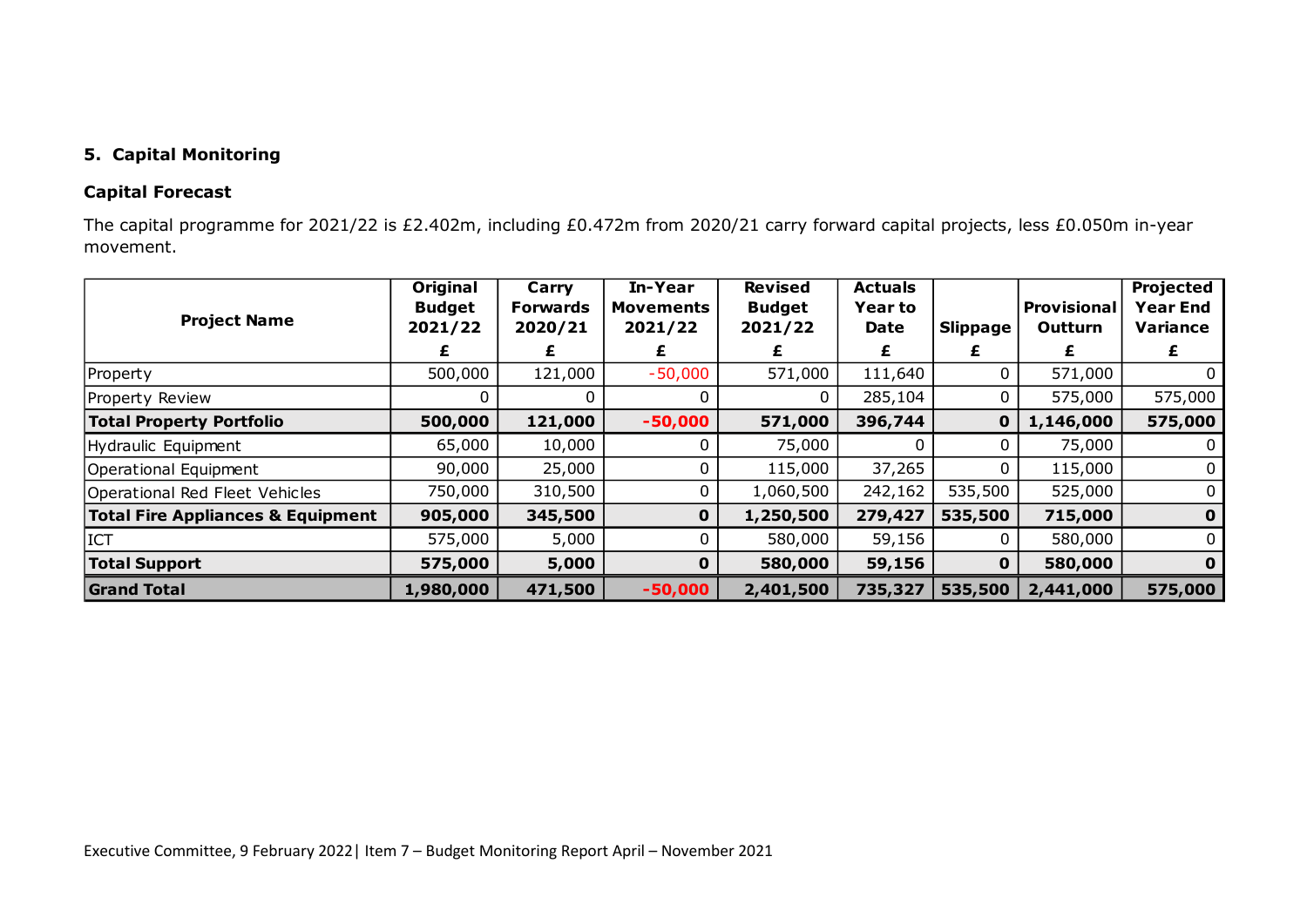## 5. Capital Monitoring

### Capital Forecast

The capital programme for 2021/22 is £2.402m, including £0.472m from 2020/21 carry forward capital projects, less £0.050m in-year movement.

| Project Name | Original Budget 2021/22 | Carry Forwards 2020/21 | In-Year Movements 2021/22 | Revised Budget 2021/22 | Actuals Year to Date | Slippage | Provisional Outturn | Projected Year End Variance |
|---|---|---|---|---|---|---|---|---|
| | £ | £ | £ | £ | £ | £ | £ | £ |
| Property | 500,000 | 121,000 | -50,000 | 571,000 | 111,640 | 0 | 571,000 | 0 |
| Property Review | 0 | 0 | 0 | 0 | 285,104 | 0 | 575,000 | 575,000 |
| **Total Property Portfolio** | **500,000** | **121,000** | **-50,000** | **571,000** | **396,744** | **0** | **1,146,000** | **575,000** |
| Hydraulic Equipment | 65,000 | 10,000 | 0 | 75,000 | 0 | 0 | 75,000 | 0 |
| Operational Equipment | 90,000 | 25,000 | 0 | 115,000 | 37,265 | 0 | 115,000 | 0 |
| Operational Red Fleet Vehicles | 750,000 | 310,500 | 0 | 1,060,500 | 242,162 | 535,500 | 525,000 | 0 |
| **Total Fire Appliances & Equipment** | **905,000** | **345,500** | **0** | **1,250,500** | **279,427** | **535,500** | **715,000** | **0** |
| ICT | 575,000 | 5,000 | 0 | 580,000 | 59,156 | 0 | 580,000 | 0 |
| **Total Support** | **575,000** | **5,000** | **0** | **580,000** | **59,156** | **0** | **580,000** | **0** |
| **Grand Total** | **1,980,000** | **471,500** | **-50,000** | **2,401,500** | **735,327** | **535,500** | **2,441,000** | **575,000** |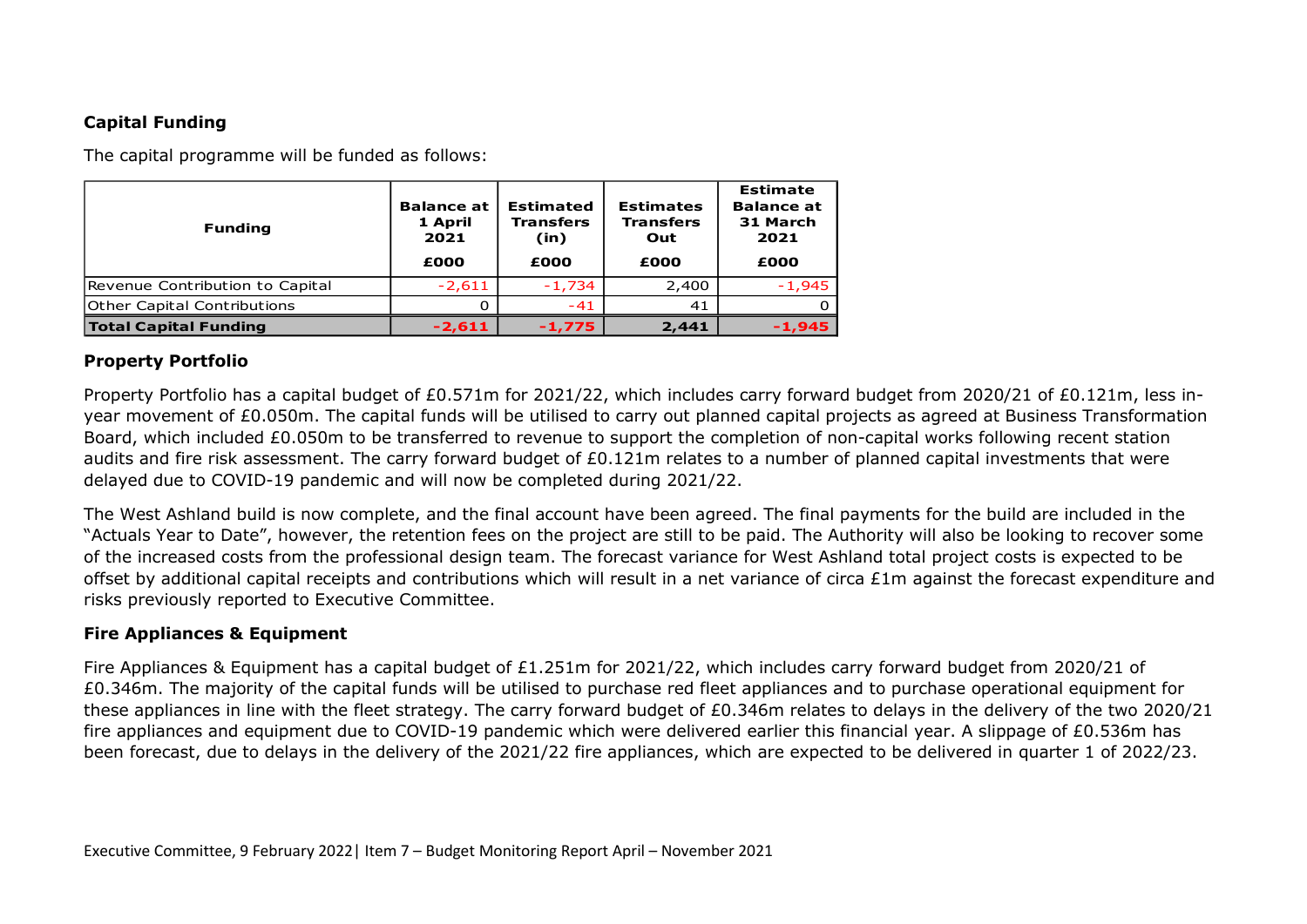**Capital Funding**

The capital programme will be funded as follows:

| Funding | Balance at 1 April 2021<br>£000 | Estimated Transfers (in)<br>£000 | Estimates Transfers Out<br>£000 | Estimate Balance at 31 March 2021<br>£000 |
|---|---|---|---|---|
| Revenue Contribution to Capital | -2,611 | -1,734 | 2,400 | -1,945 |
| Other Capital Contributions | 0 | -41 | 41 | 0 |
| **Total Capital Funding** | **-2,611** | **-1,775** | **2,441** | **-1,945** |

**Property Portfolio**

Property Portfolio has a capital budget of £0.571m for 2021/22, which includes carry forward budget from 2020/21 of £0.121m, less in-year movement of £0.050m. The capital funds will be utilised to carry out planned capital projects as agreed at Business Transformation Board, which included £0.050m to be transferred to revenue to support the completion of non-capital works following recent station audits and fire risk assessment. The carry forward budget of £0.121m relates to a number of planned capital investments that were delayed due to COVID-19 pandemic and will now be completed during 2021/22.

The West Ashland build is now complete, and the final account have been agreed. The final payments for the build are included in the "Actuals Year to Date", however, the retention fees on the project are still to be paid. The Authority will also be looking to recover some of the increased costs from the professional design team. The forecast variance for West Ashland total project costs is expected to be offset by additional capital receipts and contributions which will result in a net variance of circa £1m against the forecast expenditure and risks previously reported to Executive Committee.

**Fire Appliances & Equipment**

Fire Appliances & Equipment has a capital budget of £1.251m for 2021/22, which includes carry forward budget from 2020/21 of £0.346m. The majority of the capital funds will be utilised to purchase red fleet appliances and to purchase operational equipment for these appliances in line with the fleet strategy. The carry forward budget of £0.346m relates to delays in the delivery of the two 2020/21 fire appliances and equipment due to COVID-19 pandemic which were delivered earlier this financial year. A slippage of £0.536m has been forecast, due to delays in the delivery of the 2021/22 fire appliances, which are expected to be delivered in quarter 1 of 2022/23.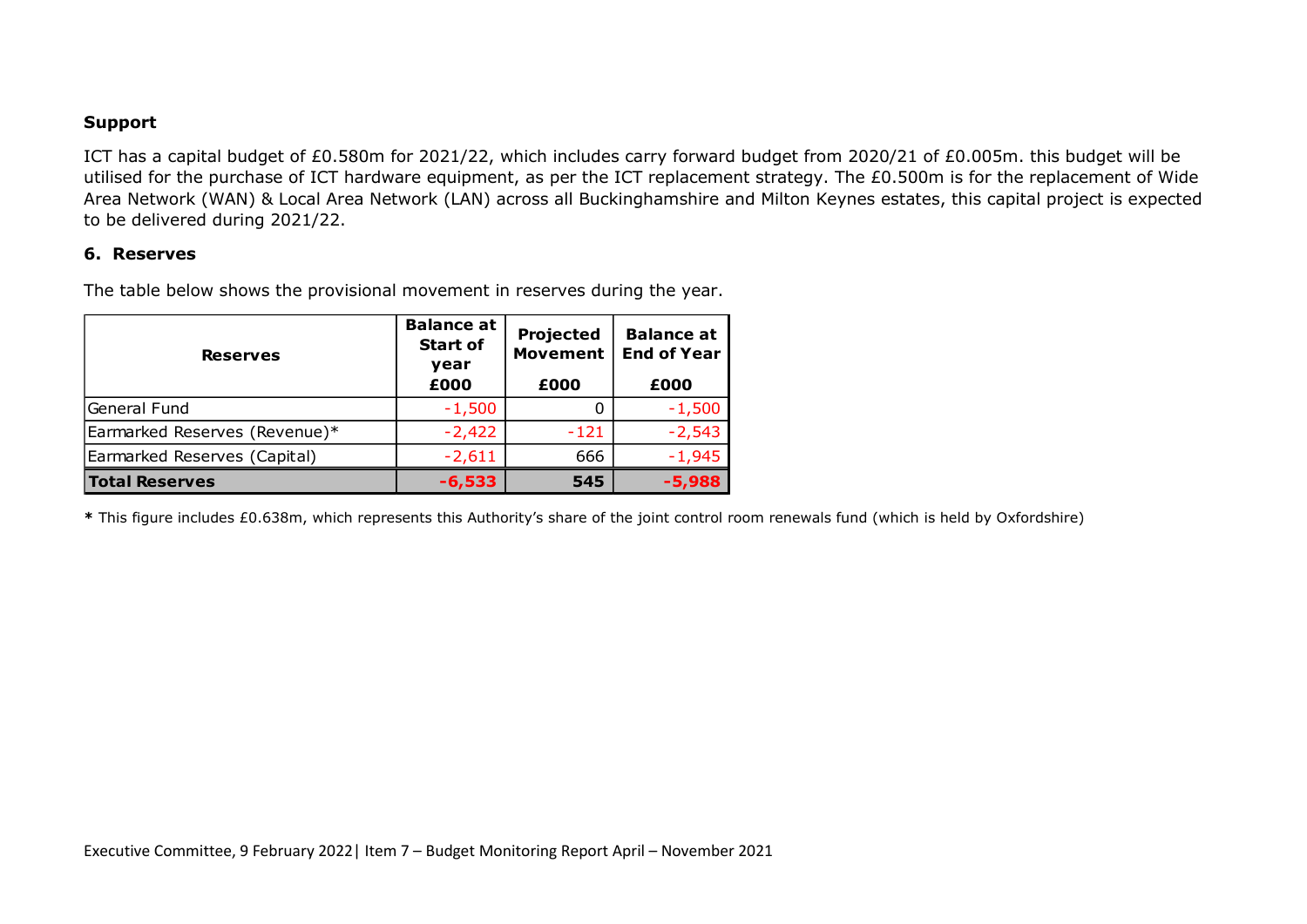### Support

ICT has a capital budget of £0.580m for 2021/22, which includes carry forward budget from 2020/21 of £0.005m. this budget will be utilised for the purchase of ICT hardware equipment, as per the ICT replacement strategy. The £0.500m is for the replacement of Wide Area Network (WAN) & Local Area Network (LAN) across all Buckinghamshire and Milton Keynes estates, this capital project is expected to be delivered during 2021/22.

### 6. Reserves

The table below shows the provisional movement in reserves during the year.

| Reserves | Balance at Start of year £000 | Projected Movement £000 | Balance at End of Year £000 |
|---|---|---|---|
| General Fund | -1,500 | 0 | -1,500 |
| Earmarked Reserves (Revenue)* | -2,422 | -121 | -2,543 |
| Earmarked Reserves (Capital) | -2,611 | 666 | -1,945 |
| **Total Reserves** | **-6,533** | **545** | **-5,988** |

**\*** This figure includes £0.638m, which represents this Authority's share of the joint control room renewals fund (which is held by Oxfordshire)